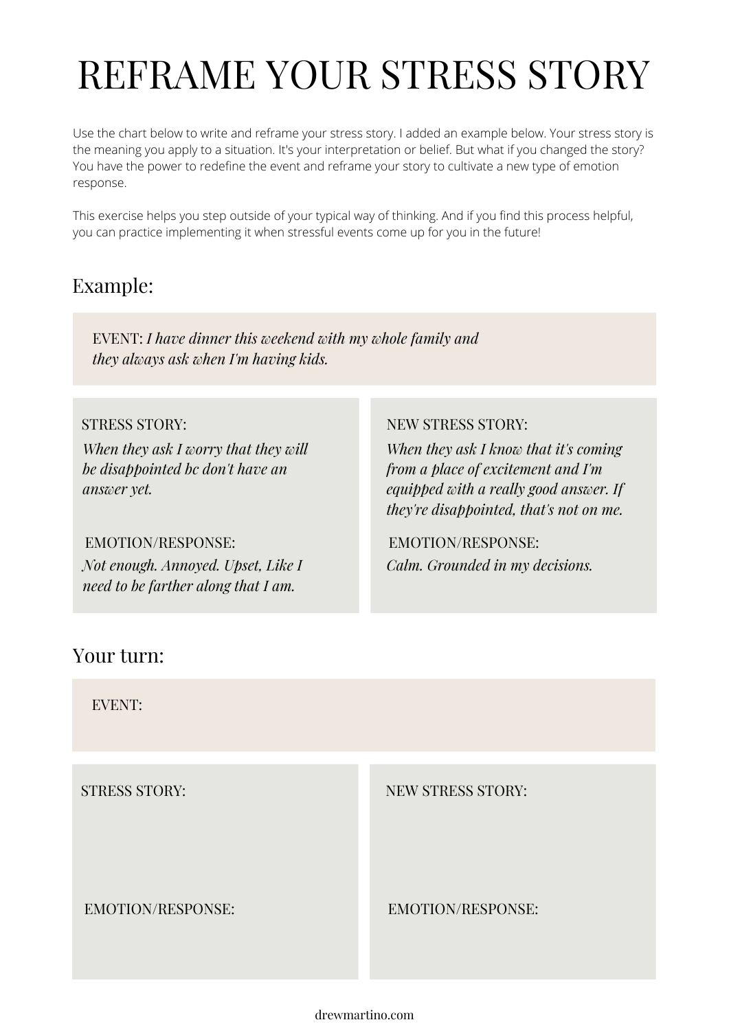# REFRAME YOUR STRESS STORY

Use the chart below to write and reframe your stress story. I added an example below. Your stress story is the meaning you apply to a situation. It's your interpretation or belief. But what if you changed the story? You have the power to redefine the event and reframe your story to cultivate a new type of emotion response.

This exercise helps you step outside of your typical way of thinking. And if you find this process helpful, you can practice implementing it when stressful events come up for you in the future!

## Example:

EVENT: *I have dinner this weekend with my whole family and they always ask when I'm having kids.*

| STRESS STORY: | NEW STRESS STORY: |
|---|---|
| *When they ask I worry that they will be disappointed bc don't have an answer yet.* | *When they ask I know that it's coming from a place of excitement and I'm equipped with a really good answer. If they're disappointed, that's not on me.* |
| EMOTION/RESPONSE: *Not enough. Annoyed. Upset, Like I need to be farther along that I am.* | EMOTION/RESPONSE: *Calm. Grounded in my decisions.* |

## Your turn:

EVENT:

| STRESS STORY: | NEW STRESS STORY: |
|---|---|
| | |
| EMOTION/RESPONSE: | EMOTION/RESPONSE: |
| | |

drewmartino.com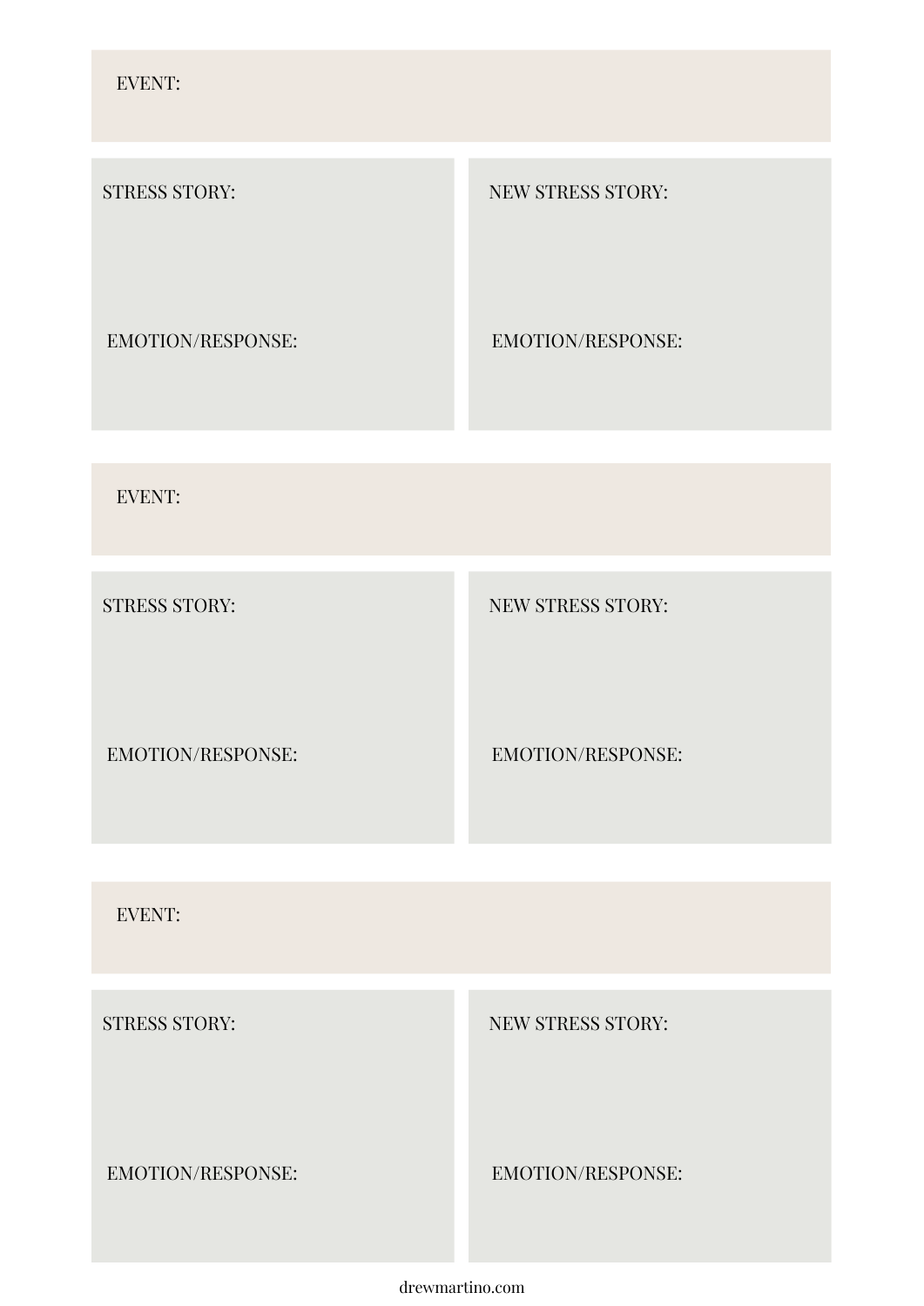EVENT:

| | |
|---|---|
| STRESS STORY: | NEW STRESS STORY: |
| EMOTION/RESPONSE: | EMOTION/RESPONSE: |

EVENT:

| | |
|---|---|
| STRESS STORY: | NEW STRESS STORY: |
| EMOTION/RESPONSE: | EMOTION/RESPONSE: |

EVENT:

| | |
|---|---|
| STRESS STORY: | NEW STRESS STORY: |
| EMOTION/RESPONSE: | EMOTION/RESPONSE: |

drewmartino.com